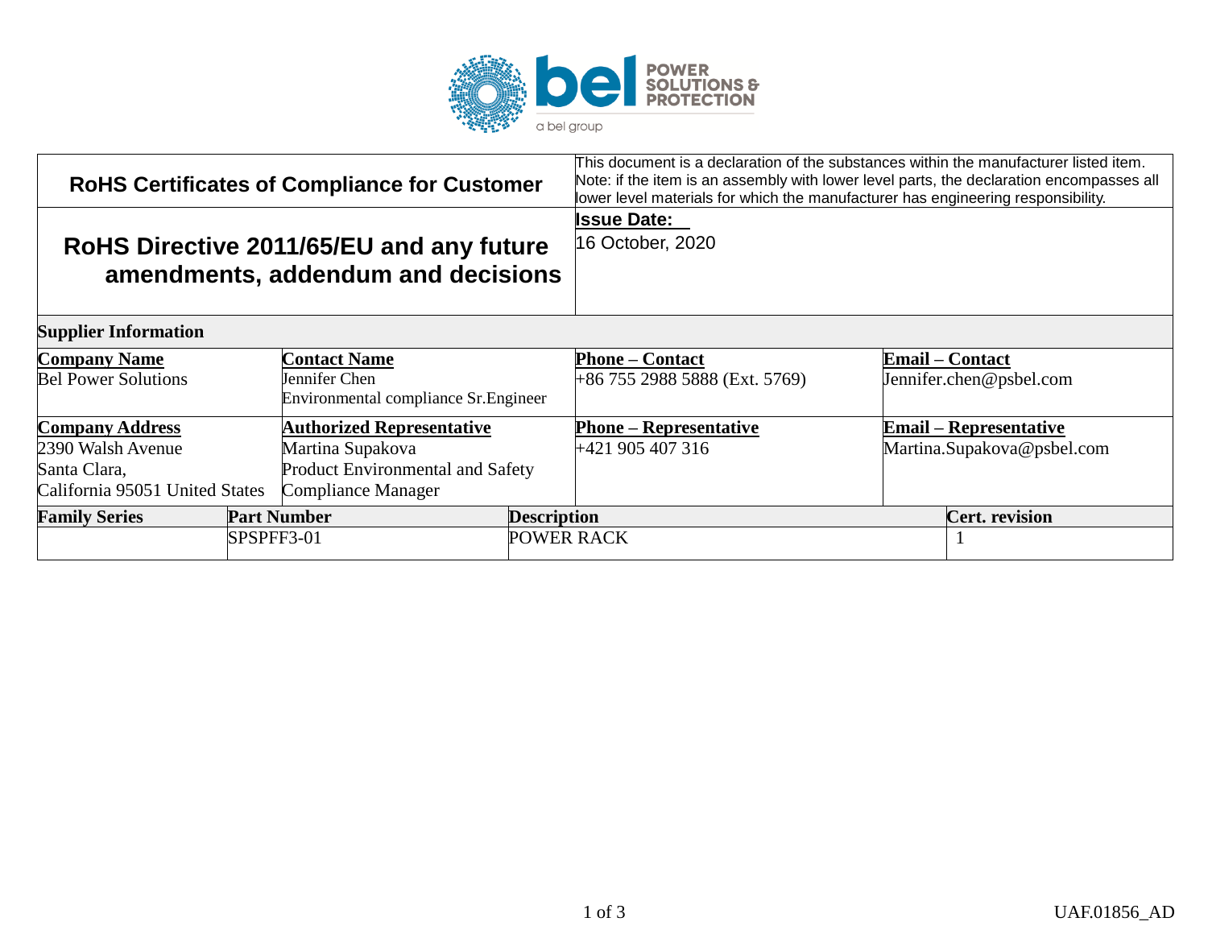| RoHS Certificates of Compliance for Customer | This document is a declaration of the substances within the manufacturer listed item. Note: if the item is an assembly with lower level parts, the declaration encompasses all lower level materials for which the manufacturer has engineering responsibility. |
|---|---|
| **RoHS Directive 2011/65/EU and any future amendments, addendum and decisions** | **Issue Date:** 16 October, 2020 |

**Supplier Information**

| Company Name | Contact Name | Phone – Contact | Email – Contact |
|---|---|---|---|
| Bel Power Solutions | Jennifer Chen<br>Environmental compliance Sr.Engineer | +86 755 2988 5888 (Ext. 5769) | Jennifer.chen@psbel.com |
| **Company Address** | **Authorized Representative** | **Phone – Representative** | **Email – Representative** |
| 2390 Walsh Avenue<br>Santa Clara,<br>California 95051 United States | Martina Supakova<br>Product Environmental and Safety Compliance Manager | +421 905 407 316 | Martina.Supakova@psbel.com |

| Family Series | Part Number | Description | Cert. revision |
|---|---|---|---|
| | SPSPFF3-01 | POWER RACK | 1 |

UAF.01856_AD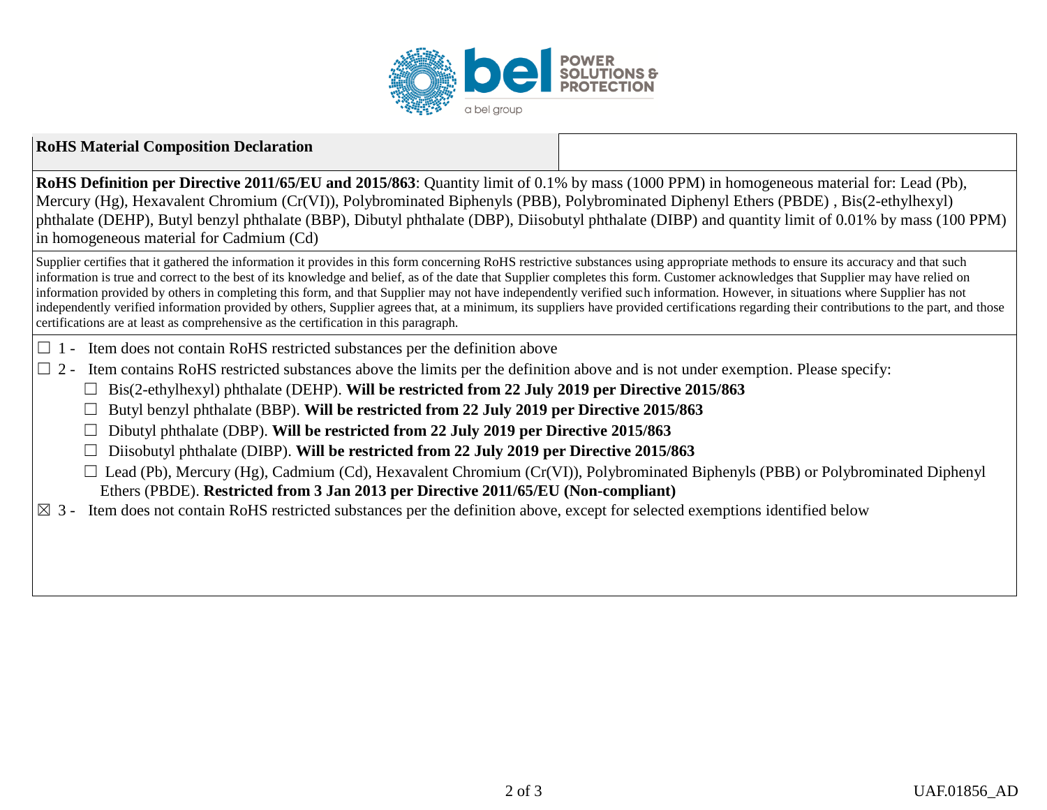**RoHS Material Composition Declaration**

**RoHS Definition per Directive 2011/65/EU and 2015/863**: Quantity limit of 0.1% by mass (1000 PPM) in homogeneous material for: Lead (Pb), Mercury (Hg), Hexavalent Chromium (Cr(VI)), Polybrominated Biphenyls (PBB), Polybrominated Diphenyl Ethers (PBDE) , Bis(2-ethylhexyl) phthalate (DEHP), Butyl benzyl phthalate (BBP), Dibutyl phthalate (DBP), Diisobutyl phthalate (DIBP) and quantity limit of 0.01% by mass (100 PPM) in homogeneous material for Cadmium (Cd)

Supplier certifies that it gathered the information it provides in this form concerning RoHS restrictive substances using appropriate methods to ensure its accuracy and that such information is true and correct to the best of its knowledge and belief, as of the date that Supplier completes this form. Customer acknowledges that Supplier may have relied on information provided by others in completing this form, and that Supplier may not have independently verified such information. However, in situations where Supplier has not independently verified information provided by others, Supplier agrees that, at a minimum, its suppliers have provided certifications regarding their contributions to the part, and those certifications are at least as comprehensive as the certification in this paragraph.

☐ 1 - Item does not contain RoHS restricted substances per the definition above

☐ 2 - Item contains RoHS restricted substances above the limits per the definition above and is not under exemption. Please specify:

- ☐ Bis(2-ethylhexyl) phthalate (DEHP). **Will be restricted from 22 July 2019 per Directive 2015/863**
- ☐ Butyl benzyl phthalate (BBP). **Will be restricted from 22 July 2019 per Directive 2015/863**
- ☐ Dibutyl phthalate (DBP). **Will be restricted from 22 July 2019 per Directive 2015/863**
- ☐ Diisobutyl phthalate (DIBP). **Will be restricted from 22 July 2019 per Directive 2015/863**
- ☐ Lead (Pb), Mercury (Hg), Cadmium (Cd), Hexavalent Chromium (Cr(VI)), Polybrominated Biphenyls (PBB) or Polybrominated Diphenyl Ethers (PBDE). **Restricted from 3 Jan 2013 per Directive 2011/65/EU (Non-compliant)**

☒ 3 - Item does not contain RoHS restricted substances per the definition above, except for selected exemptions identified below

UAF.01856_AD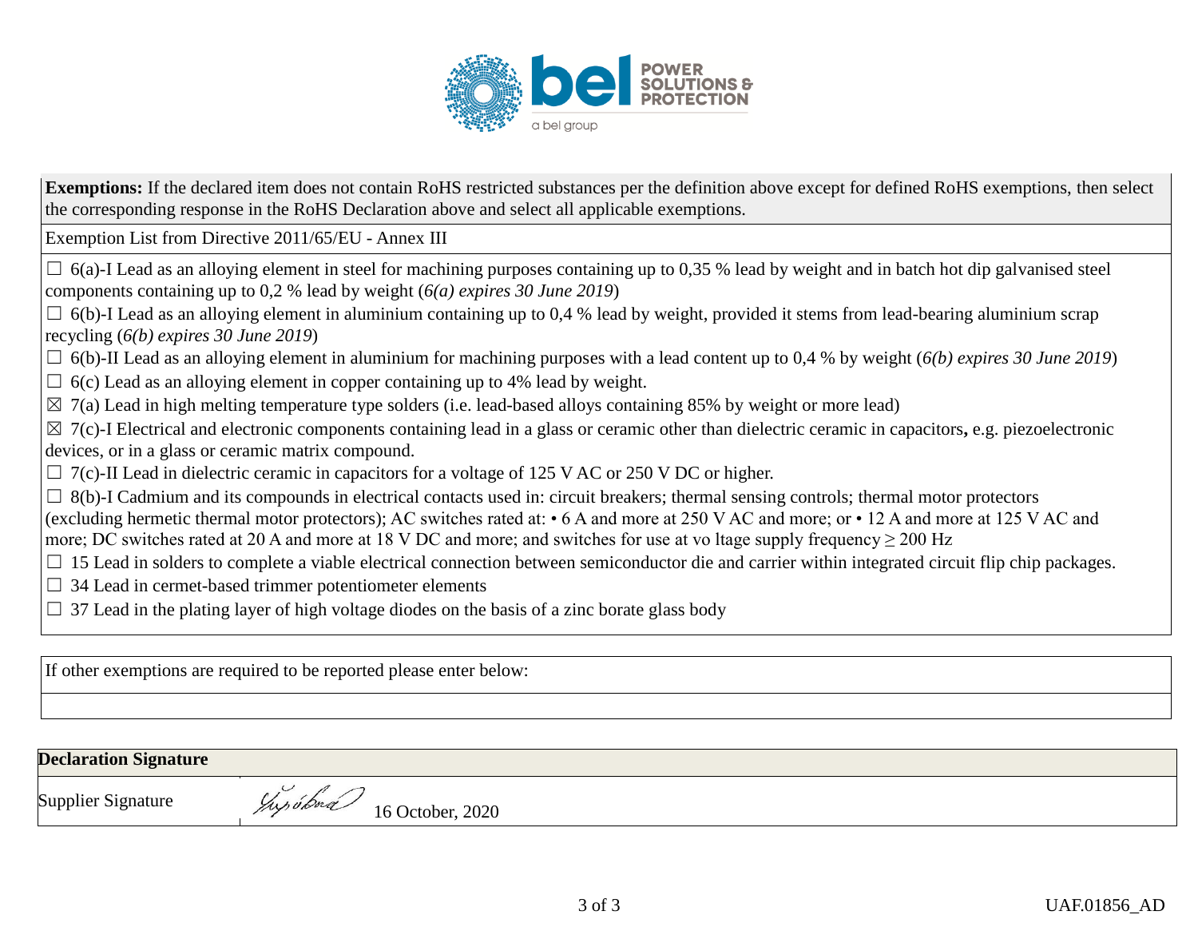**Exemptions:** If the declared item does not contain RoHS restricted substances per the definition above except for defined RoHS exemptions, then select the corresponding response in the RoHS Declaration above and select all applicable exemptions.

Exemption List from Directive 2011/65/EU - Annex III

☐ 6(a)-I Lead as an alloying element in steel for machining purposes containing up to 0,35 % lead by weight and in batch hot dip galvanised steel components containing up to 0,2 % lead by weight (*6(a) expires 30 June 2019*)

☐ 6(b)-I Lead as an alloying element in aluminium containing up to 0,4 % lead by weight, provided it stems from lead-bearing aluminium scrap recycling (*6(b) expires 30 June 2019*)

☐ 6(b)-II Lead as an alloying element in aluminium for machining purposes with a lead content up to 0,4 % by weight (*6(b) expires 30 June 2019*)

☐ 6(c) Lead as an alloying element in copper containing up to 4% lead by weight.

☒ 7(a) Lead in high melting temperature type solders (i.e. lead-based alloys containing 85% by weight or more lead)

☒ 7(c)-I Electrical and electronic components containing lead in a glass or ceramic other than dielectric ceramic in capacitors**,** e.g. piezoelectronic devices, or in a glass or ceramic matrix compound.

☐ 7(c)-II Lead in dielectric ceramic in capacitors for a voltage of 125 V AC or 250 V DC or higher.

☐ 8(b)-I Cadmium and its compounds in electrical contacts used in: circuit breakers; thermal sensing controls; thermal motor protectors (excluding hermetic thermal motor protectors); AC switches rated at: • 6 A and more at 250 V AC and more; or • 12 A and more at 125 V AC and more; DC switches rated at 20 A and more at 18 V DC and more; and switches for use at vo ltage supply frequency ≥ 200 Hz

☐ 15 Lead in solders to complete a viable electrical connection between semiconductor die and carrier within integrated circuit flip chip packages.

☐ 34 Lead in cermet-based trimmer potentiometer elements

☐ 37 Lead in the plating layer of high voltage diodes on the basis of a zinc borate glass body

If other exemptions are required to be reported please enter below:

| **Declaration Signature** | |
|---|---|
| Supplier Signature | 16 October, 2020 |

UAF.01856_AD